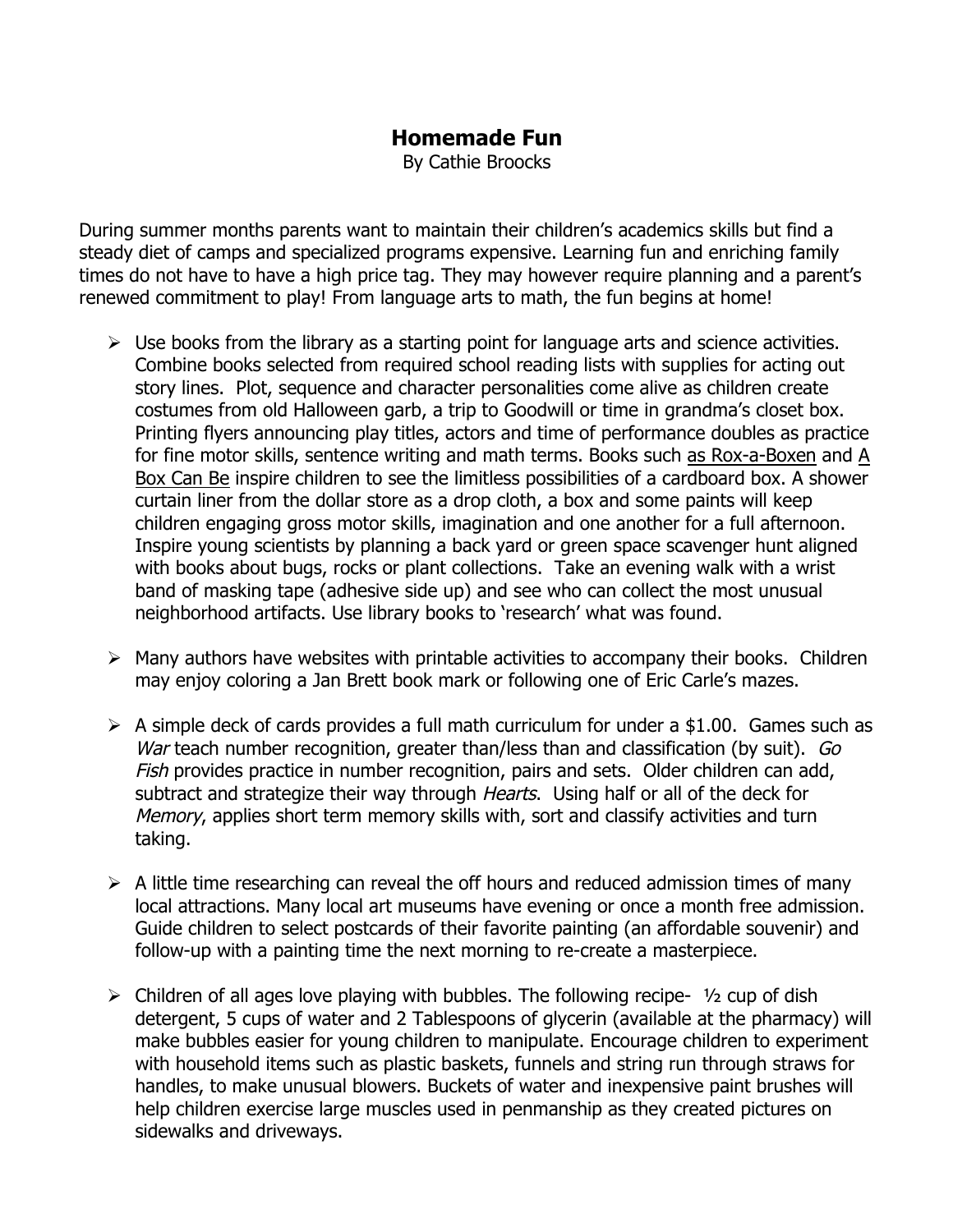# Homemade Fun

By Cathie Broocks

During summer months parents want to maintain their children's academics skills but find a steady diet of camps and specialized programs expensive. Learning fun and enriching family times do not have to have a high price tag. They may however require planning and a parent's renewed commitment to play! From language arts to math, the fun begins at home!

- Use books from the library as a starting point for language arts and science activities. Combine books selected from required school reading lists with supplies for acting out story lines. Plot, sequence and character personalities come alive as children create costumes from old Halloween garb, a trip to Goodwill or time in grandma's closet box. Printing flyers announcing play titles, actors and time of performance doubles as practice for fine motor skills, sentence writing and math terms. Books such as Rox-a-Boxen and A Box Can Be inspire children to see the limitless possibilities of a cardboard box. A shower curtain liner from the dollar store as a drop cloth, a box and some paints will keep children engaging gross motor skills, imagination and one another for a full afternoon. Inspire young scientists by planning a back yard or green space scavenger hunt aligned with books about bugs, rocks or plant collections. Take an evening walk with a wrist band of masking tape (adhesive side up) and see who can collect the most unusual neighborhood artifacts. Use library books to 'research' what was found.

- Many authors have websites with printable activities to accompany their books. Children may enjoy coloring a Jan Brett book mark or following one of Eric Carle's mazes.

- A simple deck of cards provides a full math curriculum for under a $1.00. Games such as *War* teach number recognition, greater than/less than and classification (by suit). *Go Fish* provides practice in number recognition, pairs and sets. Older children can add, subtract and strategize their way through *Hearts*. Using half or all of the deck for *Memory*, applies short term memory skills with, sort and classify activities and turn taking.

- A little time researching can reveal the off hours and reduced admission times of many local attractions. Many local art museums have evening or once a month free admission. Guide children to select postcards of their favorite painting (an affordable souvenir) and follow-up with a painting time the next morning to re-create a masterpiece.

- Children of all ages love playing with bubbles. The following recipe- ½ cup of dish detergent, 5 cups of water and 2 Tablespoons of glycerin (available at the pharmacy) will make bubbles easier for young children to manipulate. Encourage children to experiment with household items such as plastic baskets, funnels and string run through straws for handles, to make unusual blowers. Buckets of water and inexpensive paint brushes will help children exercise large muscles used in penmanship as they created pictures on sidewalks and driveways.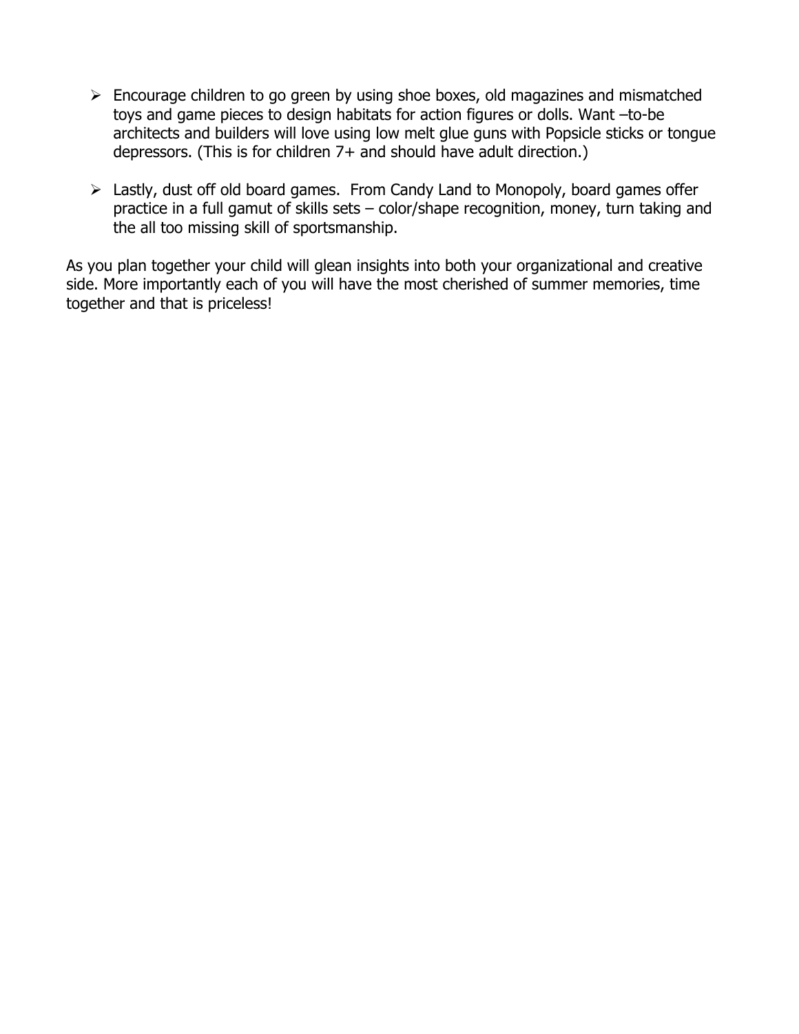- Encourage children to go green by using shoe boxes, old magazines and mismatched toys and game pieces to design habitats for action figures or dolls. Want –to-be architects and builders will love using low melt glue guns with Popsicle sticks or tongue depressors. (This is for children 7+ and should have adult direction.)

- Lastly, dust off old board games. From Candy Land to Monopoly, board games offer practice in a full gamut of skills sets – color/shape recognition, money, turn taking and the all too missing skill of sportsmanship.

As you plan together your child will glean insights into both your organizational and creative side. More importantly each of you will have the most cherished of summer memories, time together and that is priceless!